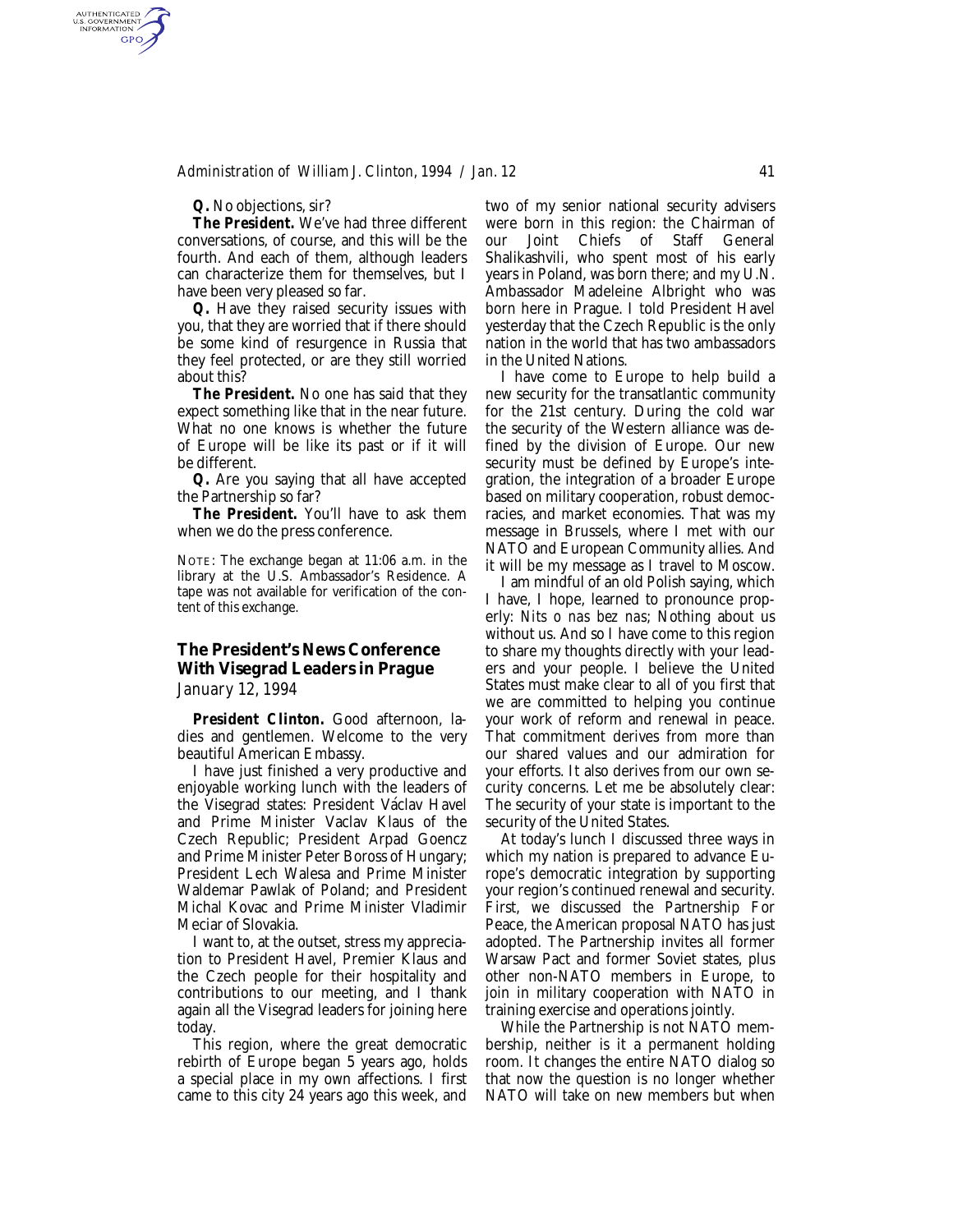**Q.** No objections, sir?

**The President.** We've had three different conversations, of course, and this will be the fourth. And each of them, although leaders can characterize them for themselves, but I have been very pleased so far.

**Q.** Have they raised security issues with you, that they are worried that if there should be some kind of resurgence in Russia that they feel protected, or are they still worried about this?

**The President.** No one has said that they expect something like that in the near future. What no one knows is whether the future of Europe will be like its past or if it will be different.

**Q.** Are you saying that all have accepted the Partnership so far?

**The President.** You'll have to ask them when we do the press conference.

NOTE: The exchange began at 11:06 a.m. in the library at the U.S. Ambassador's Residence. A tape was not available for verification of the content of this exchange.

## The President's News Conference With Visegrad Leaders in Prague

*January 12, 1994*

**President Clinton.** Good afternoon, ladies and gentlemen. Welcome to the very beautiful American Embassy.

I have just finished a very productive and enjoyable working lunch with the leaders of the Visegrad states: President Václav Havel and Prime Minister Vaclav Klaus of the Czech Republic; President Arpad Goencz and Prime Minister Peter Boross of Hungary; President Lech Walesa and Prime Minister Waldemar Pawlak of Poland; and President Michal Kovac and Prime Minister Vladimir Meciar of Slovakia.

I want to, at the outset, stress my appreciation to President Havel, Premier Klaus and the Czech people for their hospitality and contributions to our meeting, and I thank again all the Visegrad leaders for joining here today.

This region, where the great democratic rebirth of Europe began 5 years ago, holds a special place in my own affections. I first came to this city 24 years ago this week, and two of my senior national security advisers were born in this region: the Chairman of our Joint Chiefs of Staff General Shalikashvili, who spent most of his early years in Poland, was born there; and my U.N. Ambassador Madeleine Albright who was born here in Prague. I told President Havel yesterday that the Czech Republic is the only nation in the world that has two ambassadors in the United Nations.

I have come to Europe to help build a new security for the transatlantic community for the 21st century. During the cold war the security of the Western alliance was defined by the division of Europe. Our new security must be defined by Europe's integration, the integration of a broader Europe based on military cooperation, robust democracies, and market economies. That was my message in Brussels, where I met with our NATO and European Community allies. And it will be my message as I travel to Moscow.

I am mindful of an old Polish saying, which I have, I hope, learned to pronounce properly: *Nits o nas bez nas;* Nothing about us without us. And so I have come to this region to share my thoughts directly with your leaders and your people. I believe the United States must make clear to all of you first that we are committed to helping you continue your work of reform and renewal in peace. That commitment derives from more than our shared values and our admiration for your efforts. It also derives from our own security concerns. Let me be absolutely clear: The security of your state is important to the security of the United States.

At today's lunch I discussed three ways in which my nation is prepared to advance Europe's democratic integration by supporting your region's continued renewal and security. First, we discussed the Partnership For Peace, the American proposal NATO has just adopted. The Partnership invites all former Warsaw Pact and former Soviet states, plus other non-NATO members in Europe, to join in military cooperation with NATO in training exercise and operations jointly.

While the Partnership is not NATO membership, neither is it a permanent holding room. It changes the entire NATO dialog so that now the question is no longer whether NATO will take on new members but when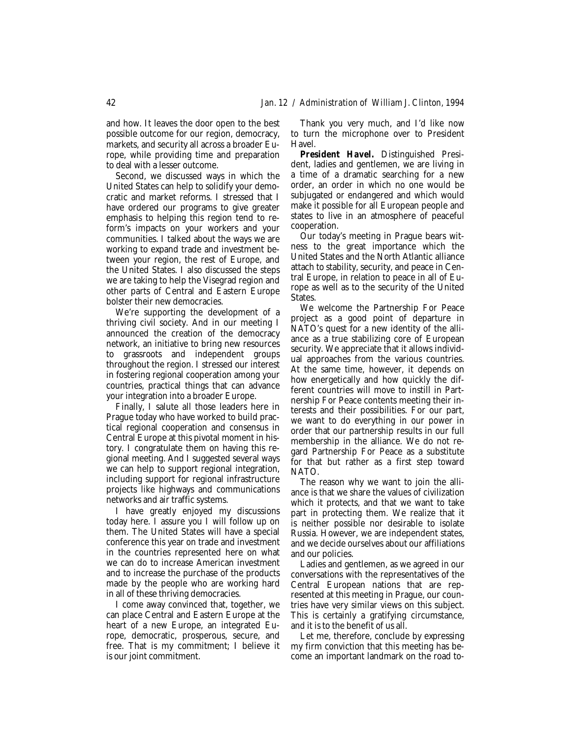and how. It leaves the door open to the best possible outcome for our region, democracy, markets, and security all across a broader Europe, while providing time and preparation to deal with a lesser outcome.

Second, we discussed ways in which the United States can help to solidify your democratic and market reforms. I stressed that I have ordered our programs to give greater emphasis to helping this region tend to reform's impacts on your workers and your communities. I talked about the ways we are working to expand trade and investment between your region, the rest of Europe, and the United States. I also discussed the steps we are taking to help the Visegrad region and other parts of Central and Eastern Europe bolster their new democracies.

We're supporting the development of a thriving civil society. And in our meeting I announced the creation of the democracy network, an initiative to bring new resources to grassroots and independent groups throughout the region. I stressed our interest in fostering regional cooperation among your countries, practical things that can advance your integration into a broader Europe.

Finally, I salute all those leaders here in Prague today who have worked to build practical regional cooperation and consensus in Central Europe at this pivotal moment in history. I congratulate them on having this regional meeting. And I suggested several ways we can help to support regional integration, including support for regional infrastructure projects like highways and communications networks and air traffic systems.

I have greatly enjoyed my discussions today here. I assure you I will follow up on them. The United States will have a special conference this year on trade and investment in the countries represented here on what we can do to increase American investment and to increase the purchase of the products made by the people who are working hard in all of these thriving democracies.

I come away convinced that, together, we can place Central and Eastern Europe at the heart of a new Europe, an integrated Europe, democratic, prosperous, secure, and free. That is my commitment; I believe it is our joint commitment.

Thank you very much, and I'd like now to turn the microphone over to President Havel.

***President Havel.*** Distinguished President, ladies and gentlemen, we are living in a time of a dramatic searching for a new order, an order in which no one would be subjugated or endangered and which would make it possible for all European people and states to live in an atmosphere of peaceful cooperation.

Our today's meeting in Prague bears witness to the great importance which the United States and the North Atlantic alliance attach to stability, security, and peace in Central Europe, in relation to peace in all of Europe as well as to the security of the United States.

We welcome the Partnership For Peace project as a good point of departure in NATO's quest for a new identity of the alliance as a true stabilizing core of European security. We appreciate that it allows individual approaches from the various countries. At the same time, however, it depends on how energetically and how quickly the different countries will move to instill in Partnership For Peace contents meeting their interests and their possibilities. For our part, we want to do everything in our power in order that our partnership results in our full membership in the alliance. We do not regard Partnership For Peace as a substitute for that but rather as a first step toward NATO.

The reason why we want to join the alliance is that we share the values of civilization which it protects, and that we want to take part in protecting them. We realize that it is neither possible nor desirable to isolate Russia. However, we are independent states, and we decide ourselves about our affiliations and our policies.

Ladies and gentlemen, as we agreed in our conversations with the representatives of the Central European nations that are represented at this meeting in Prague, our countries have very similar views on this subject. This is certainly a gratifying circumstance, and it is to the benefit of us all.

Let me, therefore, conclude by expressing my firm conviction that this meeting has become an important landmark on the road to-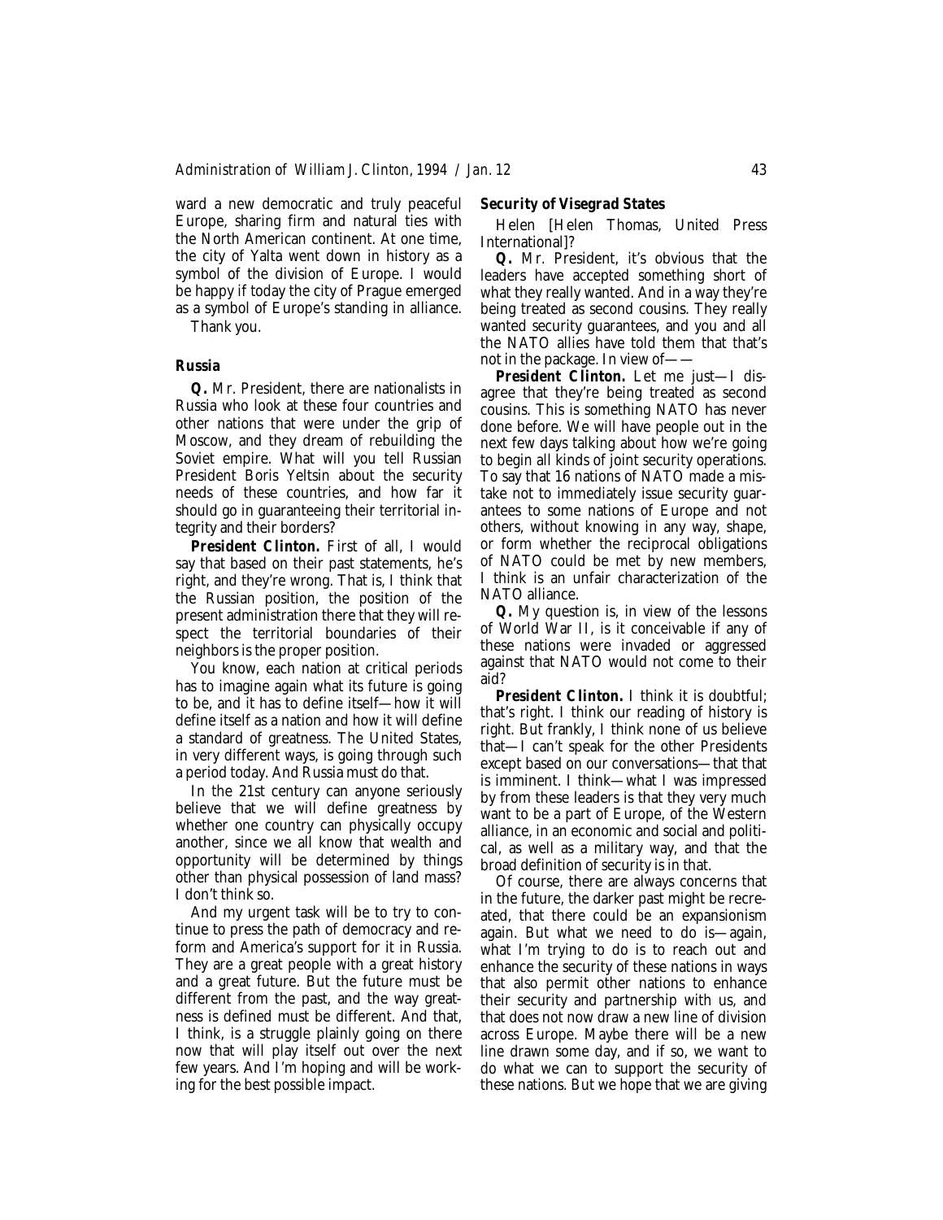ward a new democratic and truly peaceful Europe, sharing firm and natural ties with the North American continent. At one time, the city of Yalta went down in history as a symbol of the division of Europe. I would be happy if today the city of Prague emerged as a symbol of Europe's standing in alliance.

Thank you.

### Russia

**Q.** Mr. President, there are nationalists in Russia who look at these four countries and other nations that were under the grip of Moscow, and they dream of rebuilding the Soviet empire. What will you tell Russian President Boris Yeltsin about the security needs of these countries, and how far it should go in guaranteeing their territorial integrity and their borders?

**President Clinton.** First of all, I would say that based on their past statements, he's right, and they're wrong. That is, I think that the Russian position, the position of the present administration there that they will respect the territorial boundaries of their neighbors is the proper position.

You know, each nation at critical periods has to imagine again what its future is going to be, and it has to define itself—how it will define itself as a nation and how it will define a standard of greatness. The United States, in very different ways, is going through such a period today. And Russia must do that.

In the 21st century can anyone seriously believe that we will define greatness by whether one country can physically occupy another, since we all know that wealth and opportunity will be determined by things other than physical possession of land mass? I don't think so.

And my urgent task will be to try to continue to press the path of democracy and reform and America's support for it in Russia. They are a great people with a great history and a great future. But the future must be different from the past, and the way greatness is defined must be different. And that, I think, is a struggle plainly going on there now that will play itself out over the next few years. And I'm hoping and will be working for the best possible impact.

### Security of Visegrad States

Helen [Helen Thomas, United Press International]?

**Q.** Mr. President, it's obvious that the leaders have accepted something short of what they really wanted. And in a way they're being treated as second cousins. They really wanted security guarantees, and you and all the NATO allies have told them that that's not in the package. In view of——

**President Clinton.** Let me just—I disagree that they're being treated as second cousins. This is something NATO has never done before. We will have people out in the next few days talking about how we're going to begin all kinds of joint security operations. To say that 16 nations of NATO made a mistake not to immediately issue security guarantees to some nations of Europe and not others, without knowing in any way, shape, or form whether the reciprocal obligations of NATO could be met by new members, I think is an unfair characterization of the NATO alliance.

**Q.** My question is, in view of the lessons of World War II, is it conceivable if any of these nations were invaded or aggressed against that NATO would not come to their aid?

**President Clinton.** I think it is doubtful; that's right. I think our reading of history is right. But frankly, I think none of us believe that—I can't speak for the other Presidents except based on our conversations—that that is imminent. I think—what I was impressed by from these leaders is that they very much want to be a part of Europe, of the Western alliance, in an economic and social and political, as well as a military way, and that the broad definition of security is in that.

Of course, there are always concerns that in the future, the darker past might be recreated, that there could be an expansionism again. But what we need to do is—again, what I'm trying to do is to reach out and enhance the security of these nations in ways that also permit other nations to enhance their security and partnership with us, and that does not now draw a new line of division across Europe. Maybe there will be a new line drawn some day, and if so, we want to do what we can to support the security of these nations. But we hope that we are giving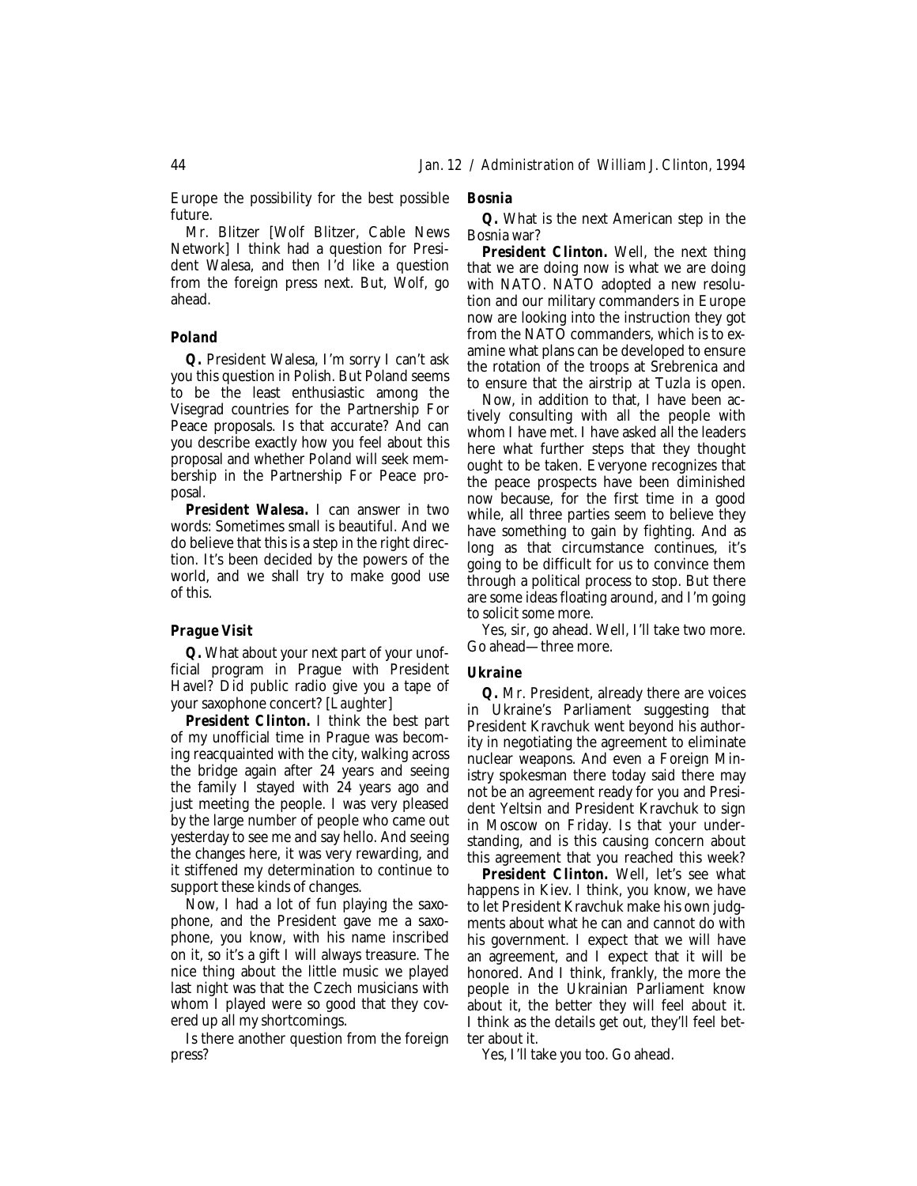Europe the possibility for the best possible future.

Mr. Blitzer [Wolf Blitzer, Cable News Network] I think had a question for President Walesa, and then I'd like a question from the foreign press next. But, Wolf, go ahead.

### *Poland*

**Q.** President Walesa, I'm sorry I can't ask you this question in Polish. But Poland seems to be the least enthusiastic among the Visegrad countries for the Partnership For Peace proposals. Is that accurate? And can you describe exactly how you feel about this proposal and whether Poland will seek membership in the Partnership For Peace proposal.

**President Walesa.** I can answer in two words: Sometimes small is beautiful. And we do believe that this is a step in the right direction. It's been decided by the powers of the world, and we shall try to make good use of this.

### *Prague Visit*

**Q.** What about your next part of your unofficial program in Prague with President Havel? Did public radio give you a tape of your saxophone concert? [*Laughter*]

**President Clinton.** I think the best part of my unofficial time in Prague was becoming reacquainted with the city, walking across the bridge again after 24 years and seeing the family I stayed with 24 years ago and just meeting the people. I was very pleased by the large number of people who came out yesterday to see me and say hello. And seeing the changes here, it was very rewarding, and it stiffened my determination to continue to support these kinds of changes.

Now, I had a lot of fun playing the saxophone, and the President gave me a saxophone, you know, with his name inscribed on it, so it's a gift I will always treasure. The nice thing about the little music we played last night was that the Czech musicians with whom I played were so good that they covered up all my shortcomings.

Is there another question from the foreign press?

### *Bosnia*

**Q.** What is the next American step in the Bosnia war?

**President Clinton.** Well, the next thing that we are doing now is what we are doing with NATO. NATO adopted a new resolution and our military commanders in Europe now are looking into the instruction they got from the NATO commanders, which is to examine what plans can be developed to ensure the rotation of the troops at Srebrenica and to ensure that the airstrip at Tuzla is open.

Now, in addition to that, I have been actively consulting with all the people with whom I have met. I have asked all the leaders here what further steps that they thought ought to be taken. Everyone recognizes that the peace prospects have been diminished now because, for the first time in a good while, all three parties seem to believe they have something to gain by fighting. And as long as that circumstance continues, it's going to be difficult for us to convince them through a political process to stop. But there are some ideas floating around, and I'm going to solicit some more.

Yes, sir, go ahead. Well, I'll take two more. Go ahead—three more.

### *Ukraine*

**Q.** Mr. President, already there are voices in Ukraine's Parliament suggesting that President Kravchuk went beyond his authority in negotiating the agreement to eliminate nuclear weapons. And even a Foreign Ministry spokesman there today said there may not be an agreement ready for you and President Yeltsin and President Kravchuk to sign in Moscow on Friday. Is that your understanding, and is this causing concern about this agreement that you reached this week?

**President Clinton.** Well, let's see what happens in Kiev. I think, you know, we have to let President Kravchuk make his own judgments about what he can and cannot do with his government. I expect that we will have an agreement, and I expect that it will be honored. And I think, frankly, the more the people in the Ukrainian Parliament know about it, the better they will feel about it. I think as the details get out, they'll feel better about it.

Yes, I'll take you too. Go ahead.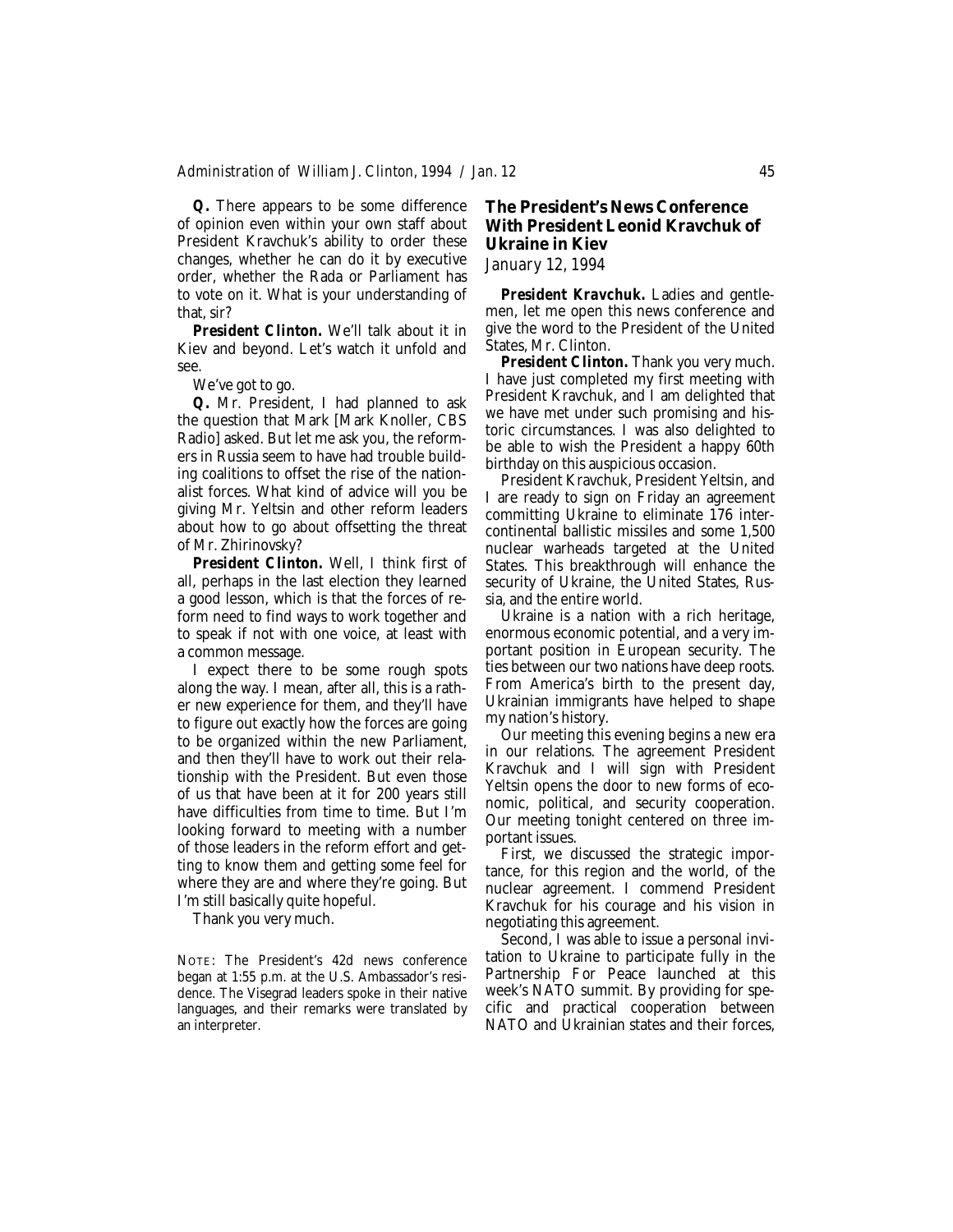**Q.** There appears to be some difference of opinion even within your own staff about President Kravchuk's ability to order these changes, whether he can do it by executive order, whether the Rada or Parliament has to vote on it. What is your understanding of that, sir?

**President Clinton.** We'll talk about it in Kiev and beyond. Let's watch it unfold and see.

We've got to go.

**Q.** Mr. President, I had planned to ask the question that Mark [Mark Knoller, CBS Radio] asked. But let me ask you, the reformers in Russia seem to have had trouble building coalitions to offset the rise of the nationalist forces. What kind of advice will you be giving Mr. Yeltsin and other reform leaders about how to go about offsetting the threat of Mr. Zhirinovsky?

**President Clinton.** Well, I think first of all, perhaps in the last election they learned a good lesson, which is that the forces of reform need to find ways to work together and to speak if not with one voice, at least with a common message.

I expect there to be some rough spots along the way. I mean, after all, this is a rather new experience for them, and they'll have to figure out exactly how the forces are going to be organized within the new Parliament, and then they'll have to work out their relationship with the President. But even those of us that have been at it for 200 years still have difficulties from time to time. But I'm looking forward to meeting with a number of those leaders in the reform effort and getting to know them and getting some feel for where they are and where they're going. But I'm still basically quite hopeful.

Thank you very much.

NOTE: The President's 42d news conference began at 1:55 p.m. at the U.S. Ambassador's residence. The Visegrad leaders spoke in their native languages, and their remarks were translated by an interpreter.

## The President's News Conference With President Leonid Kravchuk of Ukraine in Kiev

*January 12, 1994*

**President Kravchuk.** Ladies and gentlemen, let me open this news conference and give the word to the President of the United States, Mr. Clinton.

**President Clinton.** Thank you very much. I have just completed my first meeting with President Kravchuk, and I am delighted that we have met under such promising and historic circumstances. I was also delighted to be able to wish the President a happy 60th birthday on this auspicious occasion.

President Kravchuk, President Yeltsin, and I are ready to sign on Friday an agreement committing Ukraine to eliminate 176 intercontinental ballistic missiles and some 1,500 nuclear warheads targeted at the United States. This breakthrough will enhance the security of Ukraine, the United States, Russia, and the entire world.

Ukraine is a nation with a rich heritage, enormous economic potential, and a very important position in European security. The ties between our two nations have deep roots. From America's birth to the present day, Ukrainian immigrants have helped to shape my nation's history.

Our meeting this evening begins a new era in our relations. The agreement President Kravchuk and I will sign with President Yeltsin opens the door to new forms of economic, political, and security cooperation. Our meeting tonight centered on three important issues.

First, we discussed the strategic importance, for this region and the world, of the nuclear agreement. I commend President Kravchuk for his courage and his vision in negotiating this agreement.

Second, I was able to issue a personal invitation to Ukraine to participate fully in the Partnership For Peace launched at this week's NATO summit. By providing for specific and practical cooperation between NATO and Ukrainian states and their forces,